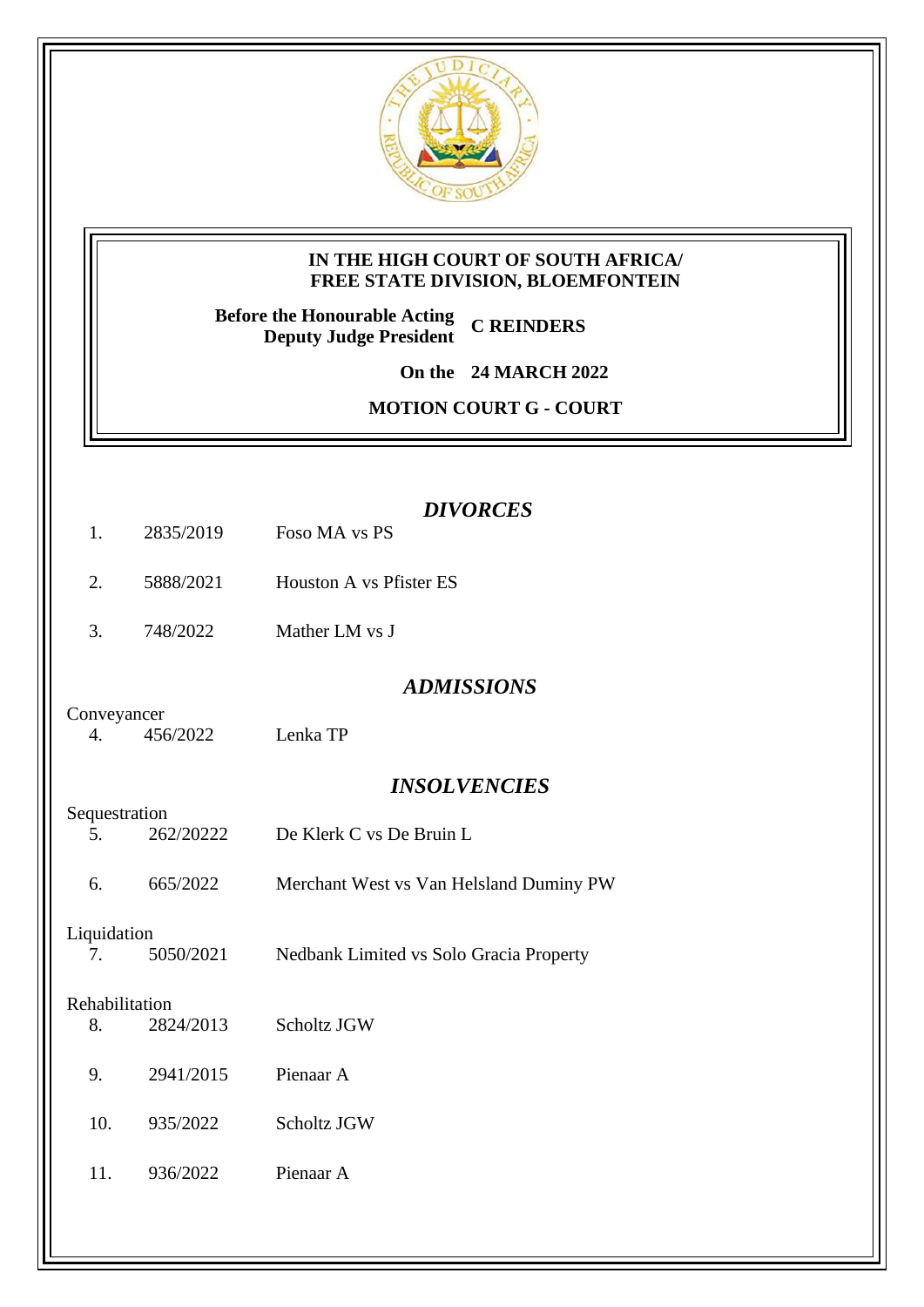**IN THE HIGH COURT OF SOUTH AFRICA/**
**FREE STATE DIVISION, BLOEMFONTEIN**

**Before the Honourable Acting Deputy Judge President** **C REINDERS**

**On the** **24 MARCH 2022**

**MOTION COURT G - COURT**

### *DIVORCES*

| | | |
|---|---|---|
| 1. | 2835/2019 | Foso MA vs PS |
| 2. | 5888/2021 | Houston A vs Pfister ES |
| 3. | 748/2022 | Mather LM vs J |

### *ADMISSIONS*

Conveyancer

| | | |
|---|---|---|
| 4. | 456/2022 | Lenka TP |

### *INSOLVENCIES*

Sequestration

| | | |
|---|---|---|
| 5. | 262/20222 | De Klerk C vs De Bruin L |
| 6. | 665/2022 | Merchant West vs Van Helsland Duminy PW |

Liquidation

| | | |
|---|---|---|
| 7. | 5050/2021 | Nedbank Limited vs Solo Gracia Property |

Rehabilitation

| | | |
|---|---|---|
| 8. | 2824/2013 | Scholtz JGW |
| 9. | 2941/2015 | Pienaar A |
| 10. | 935/2022 | Scholtz JGW |
| 11. | 936/2022 | Pienaar A |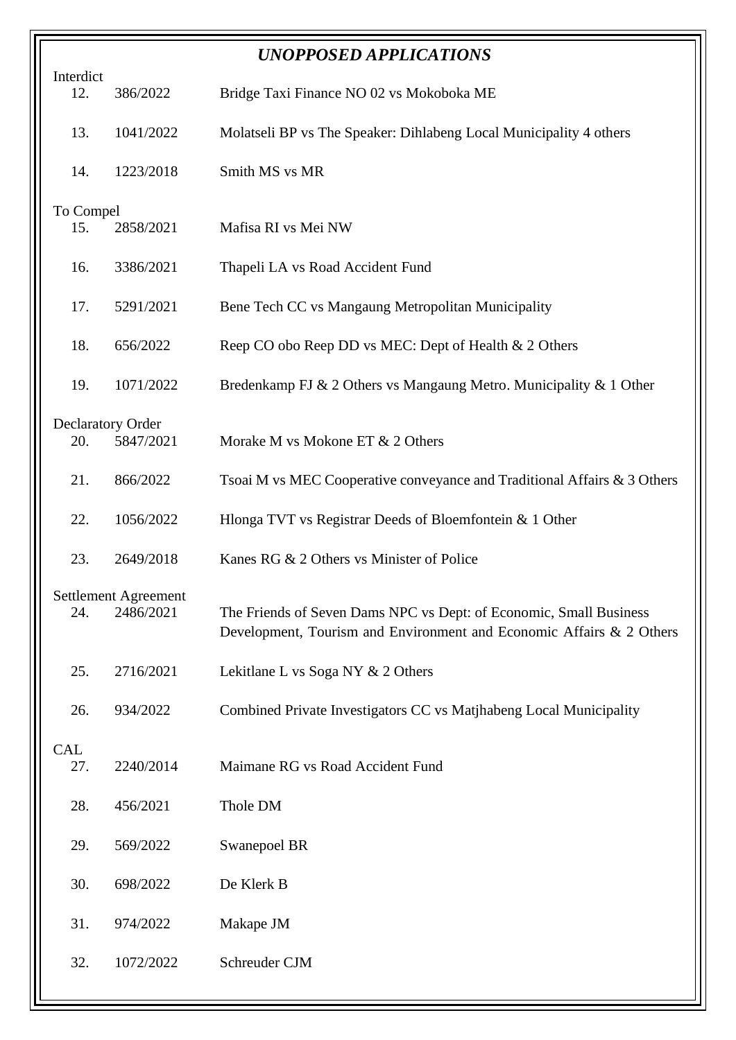## *UNOPPOSED APPLICATIONS*

**Interdict**

| | | |
|---|---|---|
| 12. | 386/2022 | Bridge Taxi Finance NO 02 vs Mokoboka ME |
| 13. | 1041/2022 | Molatseli BP vs The Speaker: Dihlabeng Local Municipality 4 others |
| 14. | 1223/2018 | Smith MS vs MR |

**To Compel**

| | | |
|---|---|---|
| 15. | 2858/2021 | Mafisa RI vs Mei NW |
| 16. | 3386/2021 | Thapeli LA vs Road Accident Fund |
| 17. | 5291/2021 | Bene Tech CC vs Mangaung Metropolitan Municipality |
| 18. | 656/2022 | Reep CO obo Reep DD vs MEC: Dept of Health & 2 Others |
| 19. | 1071/2022 | Bredenkamp FJ & 2 Others vs Mangaung Metro. Municipality & 1 Other |

**Declaratory Order**

| | | |
|---|---|---|
| 20. | 5847/2021 | Morake M vs Mokone ET & 2 Others |
| 21. | 866/2022 | Tsoai M vs MEC Cooperative conveyance and Traditional Affairs & 3 Others |
| 22. | 1056/2022 | Hlonga TVT vs Registrar Deeds of Bloemfontein & 1 Other |
| 23. | 2649/2018 | Kanes RG & 2 Others vs Minister of Police |

**Settlement Agreement**

| | | |
|---|---|---|
| 24. | 2486/2021 | The Friends of Seven Dams NPC vs Dept: of Economic, Small Business Development, Tourism and Environment and Economic Affairs & 2 Others |
| 25. | 2716/2021 | Lekitlane L vs Soga NY & 2 Others |
| 26. | 934/2022 | Combined Private Investigators CC vs Matjhabeng Local Municipality |

**CAL**

| | | |
|---|---|---|
| 27. | 2240/2014 | Maimane RG vs Road Accident Fund |
| 28. | 456/2021 | Thole DM |
| 29. | 569/2022 | Swanepoel BR |
| 30. | 698/2022 | De Klerk B |
| 31. | 974/2022 | Makape JM |
| 32. | 1072/2022 | Schreuder CJM |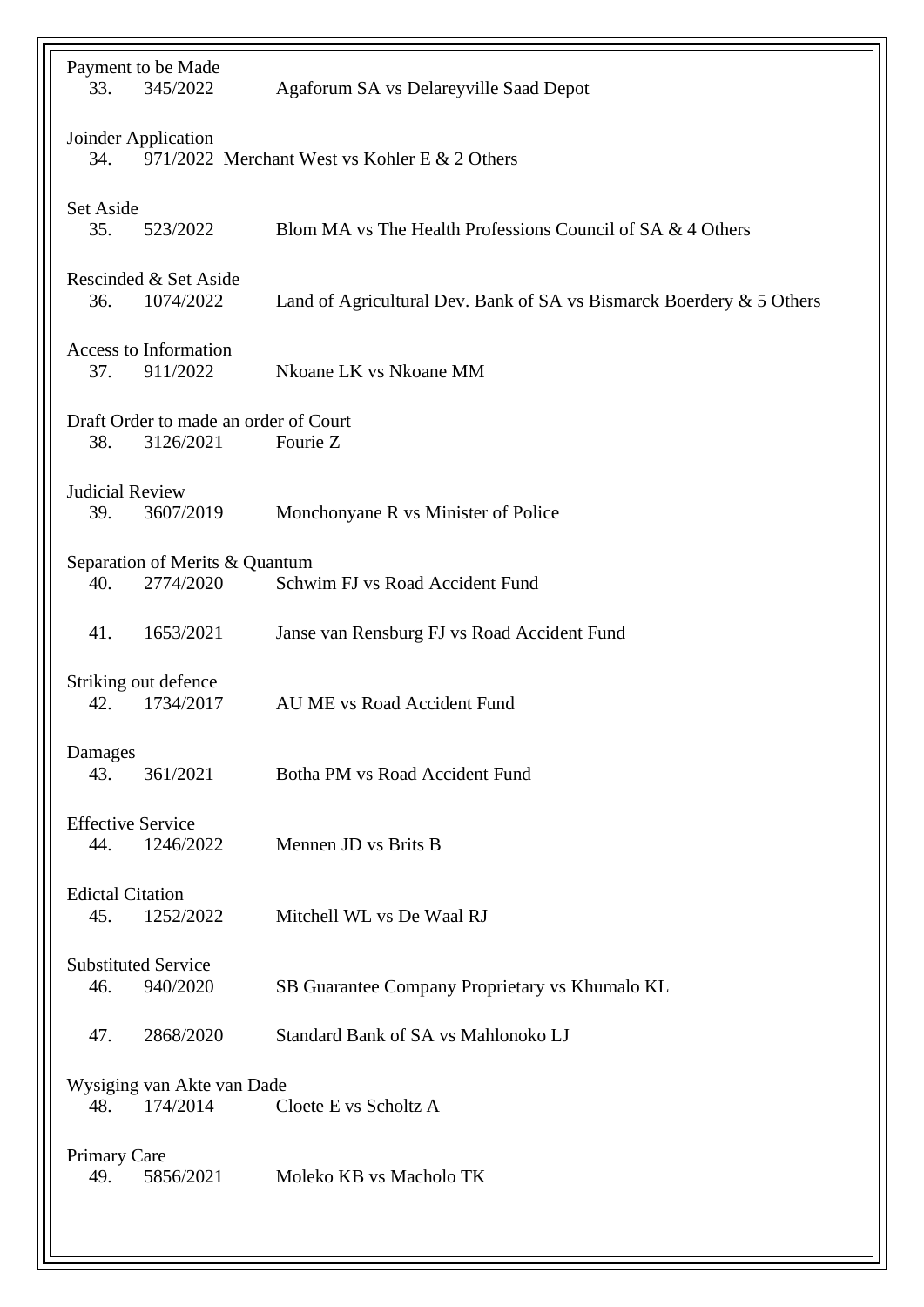Payment to be Made

| | | |
|---|---|---|
| 33. | 345/2022 | Agaforum SA vs Delareyville Saad Depot |

Joinder Application

| | | |
|---|---|---|
| 34. | 971/2022 | Merchant West vs Kohler E & 2 Others |

Set Aside

| | | |
|---|---|---|
| 35. | 523/2022 | Blom MA vs The Health Professions Council of SA & 4 Others |

Rescinded & Set Aside

| | | |
|---|---|---|
| 36. | 1074/2022 | Land of Agricultural Dev. Bank of SA vs Bismarck Boerdery & 5 Others |

Access to Information

| | | |
|---|---|---|
| 37. | 911/2022 | Nkoane LK vs Nkoane MM |

Draft Order to made an order of Court

| | | |
|---|---|---|
| 38. | 3126/2021 | Fourie Z |

Judicial Review

| | | |
|---|---|---|
| 39. | 3607/2019 | Monchonyane R vs Minister of Police |

Separation of Merits & Quantum

| | | |
|---|---|---|
| 40. | 2774/2020 | Schwim FJ vs Road Accident Fund |
| 41. | 1653/2021 | Janse van Rensburg FJ vs Road Accident Fund |

Striking out defence

| | | |
|---|---|---|
| 42. | 1734/2017 | AU ME vs Road Accident Fund |

Damages

| | | |
|---|---|---|
| 43. | 361/2021 | Botha PM vs Road Accident Fund |

Effective Service

| | | |
|---|---|---|
| 44. | 1246/2022 | Mennen JD vs Brits B |

Edictal Citation

| | | |
|---|---|---|
| 45. | 1252/2022 | Mitchell WL vs De Waal RJ |

Substituted Service

| | | |
|---|---|---|
| 46. | 940/2020 | SB Guarantee Company Proprietary vs Khumalo KL |
| 47. | 2868/2020 | Standard Bank of SA vs Mahlonoko LJ |

Wysiging van Akte van Dade

| | | |
|---|---|---|
| 48. | 174/2014 | Cloete E vs Scholtz A |

Primary Care

| | | |
|---|---|---|
| 49. | 5856/2021 | Moleko KB vs Macholo TK |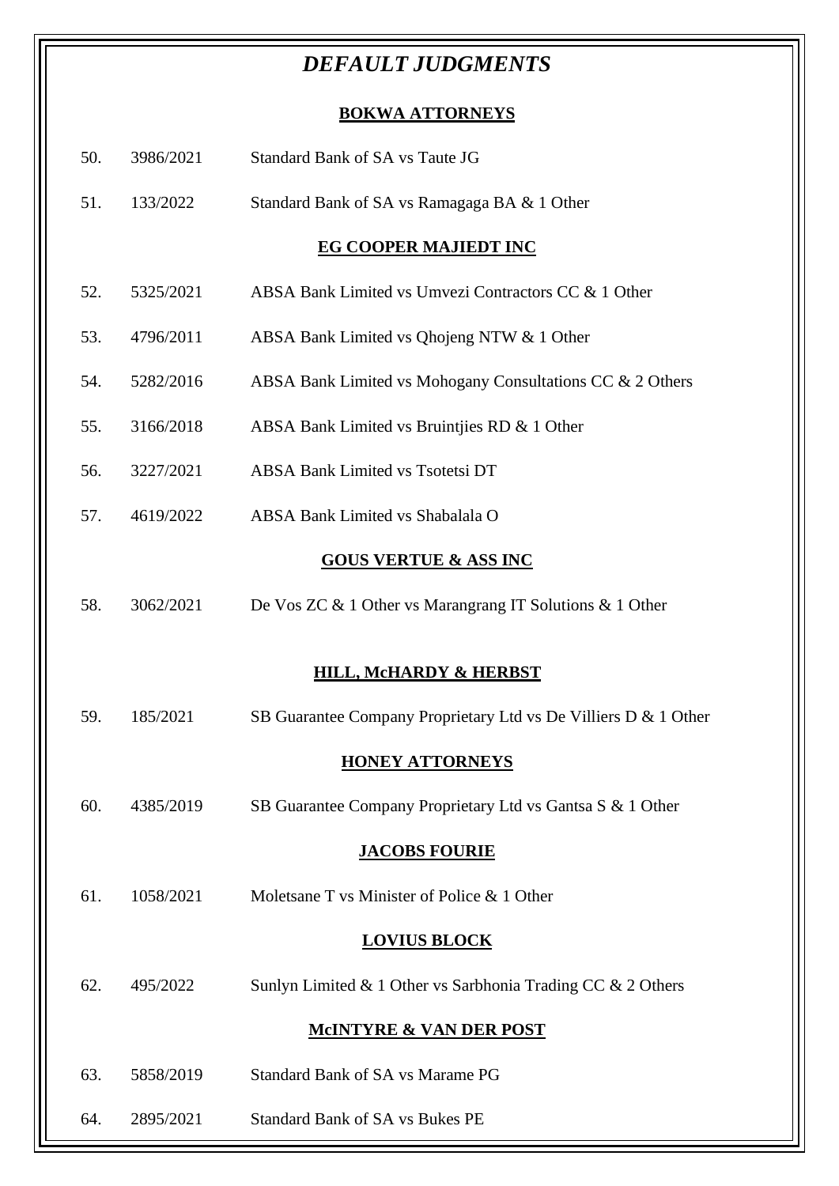# *DEFAULT JUDGMENTS*

**BOKWA ATTORNEYS**

| | | |
|---|---|---|
| 50. | 3986/2021 | Standard Bank of SA vs Taute JG |
| 51. | 133/2022 | Standard Bank of SA vs Ramagaga BA & 1 Other |

**EG COOPER MAJIEDT INC**

| | | |
|---|---|---|
| 52. | 5325/2021 | ABSA Bank Limited vs Umvezi Contractors CC & 1 Other |
| 53. | 4796/2011 | ABSA Bank Limited vs Qhojeng NTW & 1 Other |
| 54. | 5282/2016 | ABSA Bank Limited vs Mohogany Consultations CC & 2 Others |
| 55. | 3166/2018 | ABSA Bank Limited vs Bruintjies RD & 1 Other |
| 56. | 3227/2021 | ABSA Bank Limited vs Tsotetsi DT |
| 57. | 4619/2022 | ABSA Bank Limited vs Shabalala O |

**GOUS VERTUE & ASS INC**

| | | |
|---|---|---|
| 58. | 3062/2021 | De Vos ZC & 1 Other vs Marangrang IT Solutions & 1 Other |

**HILL, McHARDY & HERBST**

| | | |
|---|---|---|
| 59. | 185/2021 | SB Guarantee Company Proprietary Ltd vs De Villiers D & 1 Other |

**HONEY ATTORNEYS**

| | | |
|---|---|---|
| 60. | 4385/2019 | SB Guarantee Company Proprietary Ltd vs Gantsa S & 1 Other |

**JACOBS FOURIE**

| | | |
|---|---|---|
| 61. | 1058/2021 | Moletsane T vs Minister of Police & 1 Other |

**LOVIUS BLOCK**

| | | |
|---|---|---|
| 62. | 495/2022 | Sunlyn Limited & 1 Other vs Sarbhonia Trading CC & 2 Others |

**McINTYRE & VAN DER POST**

| | | |
|---|---|---|
| 63. | 5858/2019 | Standard Bank of SA vs Marame PG |
| 64. | 2895/2021 | Standard Bank of SA vs Bukes PE |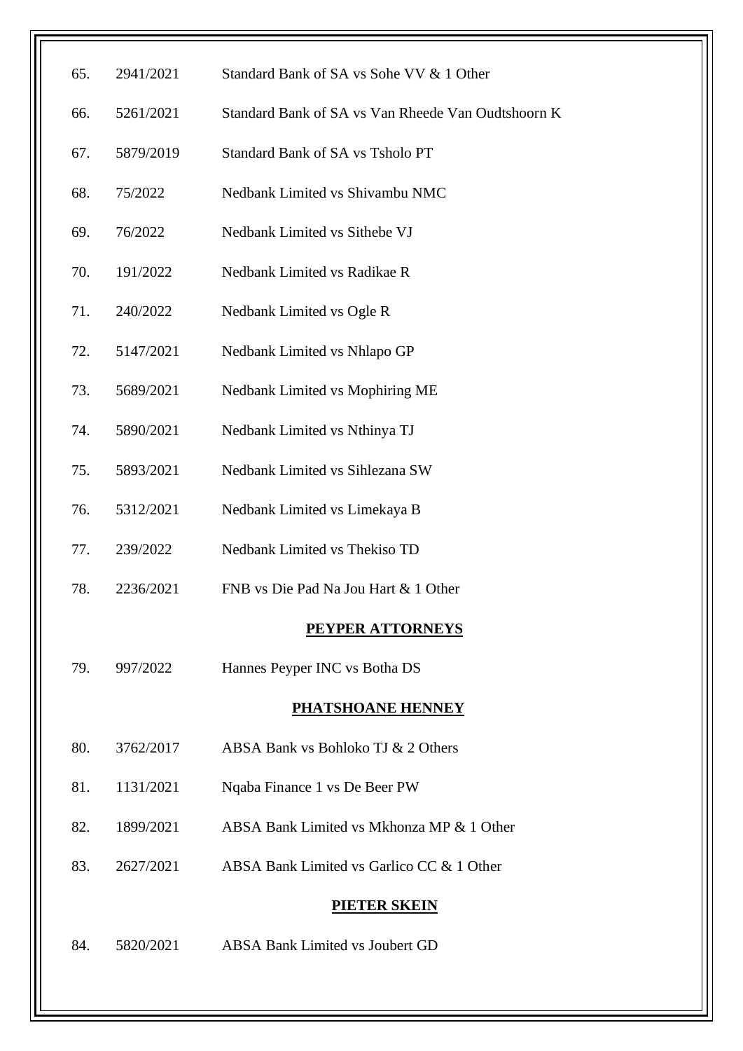| | | |
|---|---|---|
| 65. | 2941/2021 | Standard Bank of SA vs Sohe VV & 1 Other |
| 66. | 5261/2021 | Standard Bank of SA vs Van Rheede Van Oudtshoorn K |
| 67. | 5879/2019 | Standard Bank of SA vs Tsholo PT |
| 68. | 75/2022 | Nedbank Limited vs Shivambu NMC |
| 69. | 76/2022 | Nedbank Limited vs Sithebe VJ |
| 70. | 191/2022 | Nedbank Limited vs Radikae R |
| 71. | 240/2022 | Nedbank Limited vs Ogle R |
| 72. | 5147/2021 | Nedbank Limited vs Nhlapo GP |
| 73. | 5689/2021 | Nedbank Limited vs Mophiring ME |
| 74. | 5890/2021 | Nedbank Limited vs Nthinya TJ |
| 75. | 5893/2021 | Nedbank Limited vs Sihlezana SW |
| 76. | 5312/2021 | Nedbank Limited vs Limekaya B |
| 77. | 239/2022 | Nedbank Limited vs Thekiso TD |
| 78. | 2236/2021 | FNB vs Die Pad Na Jou Hart & 1 Other |

**PEYPER ATTORNEYS**

| | | |
|---|---|---|
| 79. | 997/2022 | Hannes Peyper INC vs Botha DS |

**PHATSHOANE HENNEY**

| | | |
|---|---|---|
| 80. | 3762/2017 | ABSA Bank vs Bohloko TJ & 2 Others |
| 81. | 1131/2021 | Nqaba Finance 1 vs De Beer PW |
| 82. | 1899/2021 | ABSA Bank Limited vs Mkhonza MP & 1 Other |
| 83. | 2627/2021 | ABSA Bank Limited vs Garlico CC & 1 Other |

**PIETER SKEIN**

| | | |
|---|---|---|
| 84. | 5820/2021 | ABSA Bank Limited vs Joubert GD |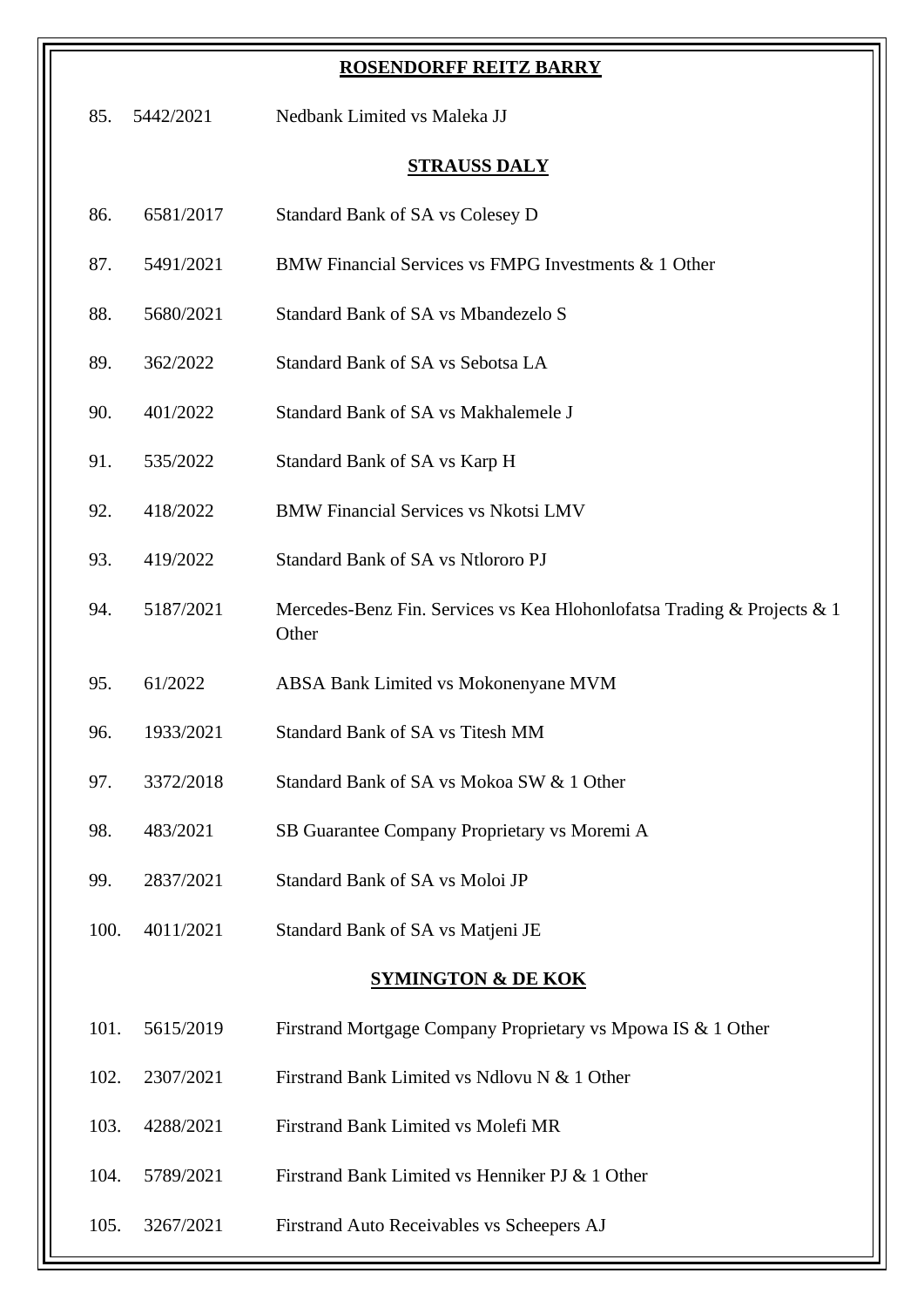**ROSENDORFF REITZ BARRY**

| | | |
|---|---|---|
| 85. | 5442/2021 | Nedbank Limited vs Maleka JJ |

**STRAUSS DALY**

| | | |
|---|---|---|
| 86. | 6581/2017 | Standard Bank of SA vs Colesey D |
| 87. | 5491/2021 | BMW Financial Services vs FMPG Investments & 1 Other |
| 88. | 5680/2021 | Standard Bank of SA vs Mbandezelo S |
| 89. | 362/2022 | Standard Bank of SA vs Sebotsa LA |
| 90. | 401/2022 | Standard Bank of SA vs Makhalemele J |
| 91. | 535/2022 | Standard Bank of SA vs Karp H |
| 92. | 418/2022 | BMW Financial Services vs Nkotsi LMV |
| 93. | 419/2022 | Standard Bank of SA vs Ntlororo PJ |
| 94. | 5187/2021 | Mercedes-Benz Fin. Services vs Kea Hlohonlofatsa Trading & Projects & 1 Other |
| 95. | 61/2022 | ABSA Bank Limited vs Mokonenyane MVM |
| 96. | 1933/2021 | Standard Bank of SA vs Titesh MM |
| 97. | 3372/2018 | Standard Bank of SA vs Mokoa SW & 1 Other |
| 98. | 483/2021 | SB Guarantee Company Proprietary vs Moremi A |
| 99. | 2837/2021 | Standard Bank of SA vs Moloi JP |
| 100. | 4011/2021 | Standard Bank of SA vs Matjeni JE |

**SYMINGTON & DE KOK**

| | | |
|---|---|---|
| 101. | 5615/2019 | Firstrand Mortgage Company Proprietary vs Mpowa IS & 1 Other |
| 102. | 2307/2021 | Firstrand Bank Limited vs Ndlovu N & 1 Other |
| 103. | 4288/2021 | Firstrand Bank Limited vs Molefi MR |
| 104. | 5789/2021 | Firstrand Bank Limited vs Henniker PJ & 1 Other |
| 105. | 3267/2021 | Firstrand Auto Receivables vs Scheepers AJ |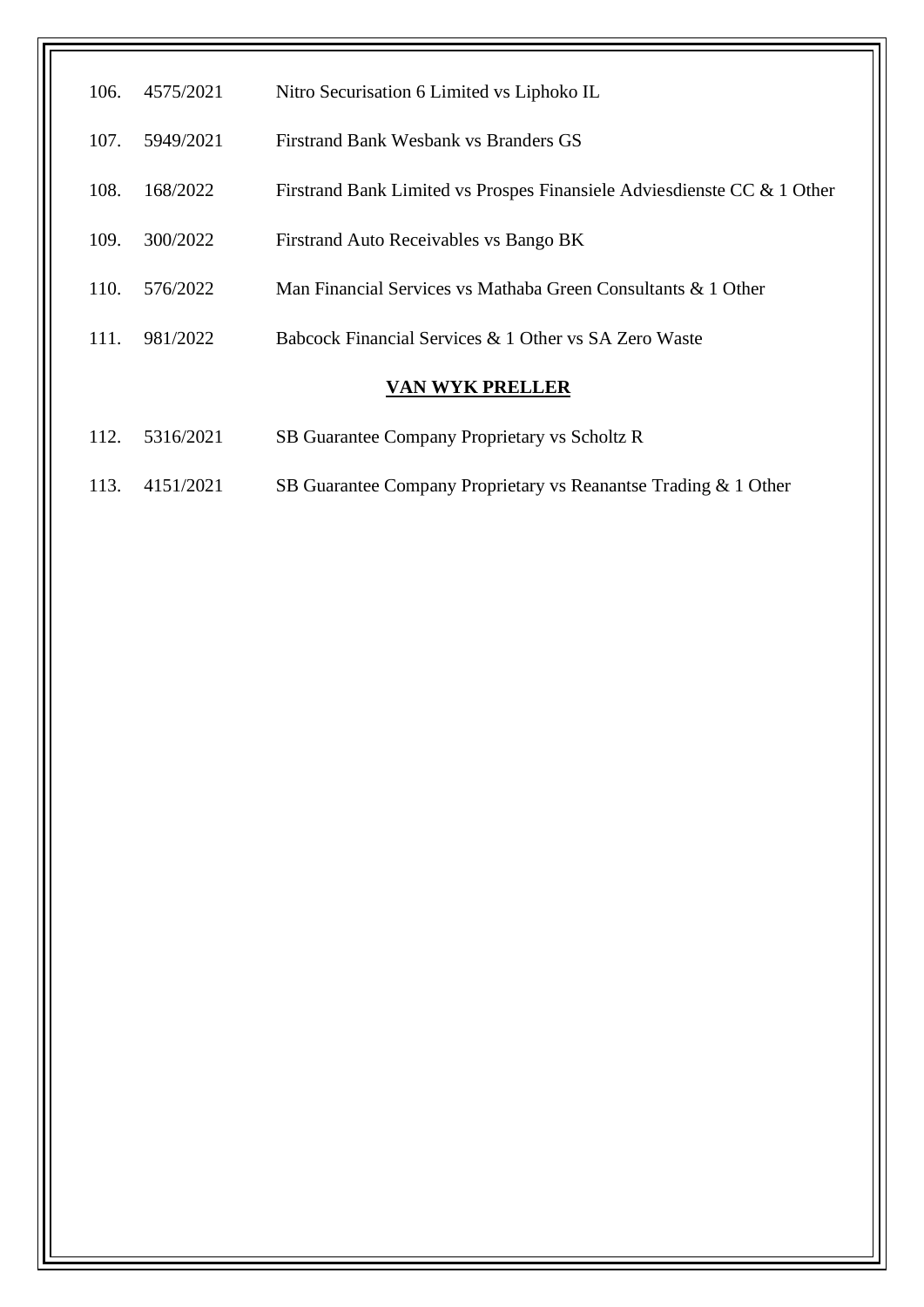| | | |
|---|---|---|
| 106. | 4575/2021 | Nitro Securisation 6 Limited vs Liphoko IL |
| 107. | 5949/2021 | Firstrand Bank Wesbank vs Branders GS |
| 108. | 168/2022 | Firstrand Bank Limited vs Prospes Finansiele Adviesdienste CC & 1 Other |
| 109. | 300/2022 | Firstrand Auto Receivables vs Bango BK |
| 110. | 576/2022 | Man Financial Services vs Mathaba Green Consultants & 1 Other |
| 111. | 981/2022 | Babcock Financial Services & 1 Other vs SA Zero Waste |

**VAN WYK PRELLER**

| | | |
|---|---|---|
| 112. | 5316/2021 | SB Guarantee Company Proprietary vs Scholtz R |
| 113. | 4151/2021 | SB Guarantee Company Proprietary vs Reanantse Trading & 1 Other |